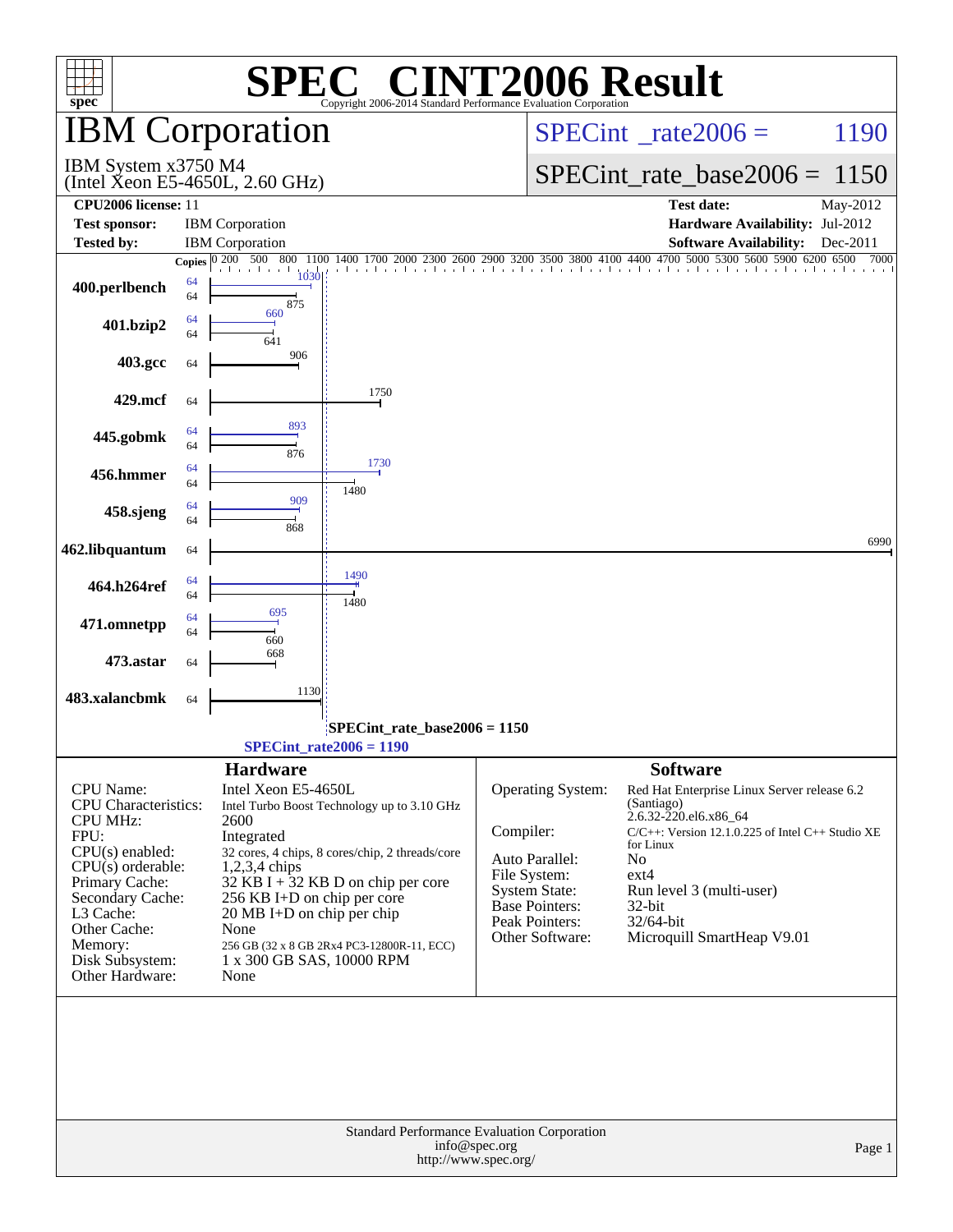# SPEC® CINT2006 Result

Copyright 2006-2014 Standard Performance Evaluation Corporation

## IBM Corporation

IBM System x3750 M4
(Intel Xeon E5-4650L, 2.60 GHz)

SPECint_rate2006 = 1190

SPECint_rate_base2006 = 1150

| | | | |
|---|---|---|---|
| **CPU2006 license:** | 11 | **Test date:** | May-2012 |
| **Test sponsor:** | IBM Corporation | **Hardware Availability:** | Jul-2012 |
| **Tested by:** | IBM Corporation | **Software Availability:** | Dec-2011 |

| Benchmark | Copies (peak) | Peak | Copies (base) | Base |
|---|---|---|---|---|
| 400.perlbench | 64 | 1030 | 64 | 875 |
| 401.bzip2 | 64 | 660 | 64 | 641 |
| 403.gcc | | | 64 | 906 |
| 429.mcf | | | 64 | 1750 |
| 445.gobmk | 64 | 893 | 64 | 876 |
| 456.hmmer | 64 | 1730 | 64 | 1480 |
| 458.sjeng | 64 | 909 | 64 | 868 |
| 462.libquantum | | | 64 | 6990 |
| 464.h264ref | 64 | 1490 | 64 | 1480 |
| 471.omnetpp | 64 | 695 | 64 | 660 |
| 473.astar | | | 64 | 668 |
| 483.xalancbmk | | | 64 | 1130 |

SPECint_rate_base2006 = 1150

SPECint_rate2006 = 1190

### Hardware

| | |
|---|---|
| CPU Name: | Intel Xeon E5-4650L |
| CPU Characteristics: | Intel Turbo Boost Technology up to 3.10 GHz |
| CPU MHz: | 2600 |
| FPU: | Integrated |
| CPU(s) enabled: | 32 cores, 4 chips, 8 cores/chip, 2 threads/core |
| CPU(s) orderable: | 1,2,3,4 chips |
| Primary Cache: | 32 KB I + 32 KB D on chip per core |
| Secondary Cache: | 256 KB I+D on chip per core |
| L3 Cache: | 20 MB I+D on chip per chip |
| Other Cache: | None |
| Memory: | 256 GB (32 x 8 GB 2Rx4 PC3-12800R-11, ECC) |
| Disk Subsystem: | 1 x 300 GB SAS, 10000 RPM |
| Other Hardware: | None |

### Software

| | |
|---|---|
| Operating System: | Red Hat Enterprise Linux Server release 6.2 (Santiago) 2.6.32-220.el6.x86_64 |
| Compiler: | C/C++: Version 12.1.0.225 of Intel C++ Studio XE for Linux |
| Auto Parallel: | No |
| File System: | ext4 |
| System State: | Run level 3 (multi-user) |
| Base Pointers: | 32-bit |
| Peak Pointers: | 32/64-bit |
| Other Software: | Microquill SmartHeap V9.01 |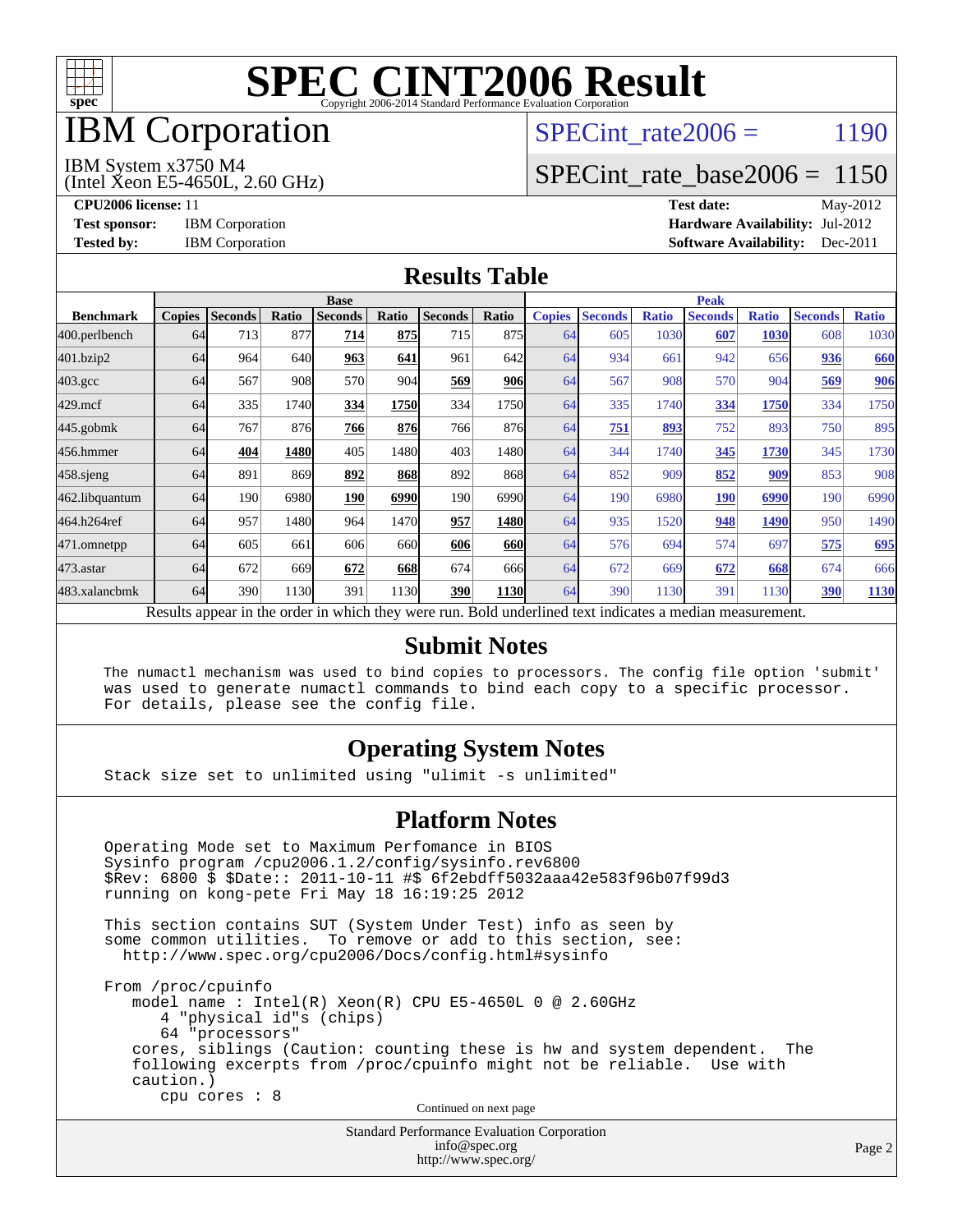# SPEC CINT2006 Result

Copyright 2006-2014 Standard Performance Evaluation Corporation

# IBM Corporation

IBM System x3750 M4
(Intel Xeon E5-4650L, 2.60 GHz)

SPECint_rate2006 = 1190

SPECint_rate_base2006 = 1150

**CPU2006 license:** 11
**Test sponsor:** IBM Corporation
**Tested by:** IBM Corporation

**Test date:** May-2012
**Hardware Availability:** Jul-2012
**Software Availability:** Dec-2011

## Results Table

| Benchmark | Base | | | | | | | Peak | | | | | | |
|---|---|---|---|---|---|---|---|---|---|---|---|---|---|---|
| | Copies | Seconds | Ratio | Seconds | Ratio | Seconds | Ratio | Copies | Seconds | Ratio | Seconds | Ratio | Seconds | Ratio |
| 400.perlbench | 64 | 713 | 877 | **714** | **875** | 715 | 875 | 64 | 605 | 1030 | **607** | **1030** | 608 | 1030 |
| 401.bzip2 | 64 | 964 | 640 | **963** | **641** | 961 | 642 | 64 | 934 | 661 | 942 | 656 | **936** | **660** |
| 403.gcc | 64 | 567 | 908 | 570 | 904 | **569** | **906** | 64 | 567 | 908 | 570 | 904 | **569** | **906** |
| 429.mcf | 64 | 335 | 1740 | **334** | **1750** | 334 | 1750 | 64 | 335 | 1740 | **334** | **1750** | 334 | 1750 |
| 445.gobmk | 64 | 767 | 876 | **766** | **876** | 766 | 876 | 64 | **751** | **893** | 752 | 893 | 750 | 895 |
| 456.hmmer | 64 | **404** | **1480** | 405 | 1480 | 403 | 1480 | 64 | 344 | 1740 | **345** | **1730** | 345 | 1730 |
| 458.sjeng | 64 | 891 | 869 | **892** | **868** | 892 | 868 | 64 | 852 | 909 | **852** | **909** | 853 | 908 |
| 462.libquantum | 64 | 190 | 6980 | **190** | **6990** | 190 | 6990 | 64 | 190 | 6980 | **190** | **6990** | 190 | 6990 |
| 464.h264ref | 64 | 957 | 1480 | 964 | 1470 | **957** | **1480** | 64 | 935 | 1520 | **948** | **1490** | 950 | 1490 |
| 471.omnetpp | 64 | 605 | 661 | 606 | 660 | **606** | **660** | 64 | 576 | 694 | 574 | 697 | **575** | **695** |
| 473.astar | 64 | 672 | 669 | **672** | **668** | 674 | 666 | 64 | 672 | 669 | **672** | **668** | 674 | 666 |
| 483.xalancbmk | 64 | 390 | 1130 | 391 | 1130 | **390** | **1130** | 64 | 390 | 1130 | 391 | 1130 | **390** | **1130** |

Results appear in the order in which they were run. Bold underlined text indicates a median measurement.

## Submit Notes

```
The numactl mechanism was used to bind copies to processors. The config file option 'submit'
was used to generate numactl commands to bind each copy to a specific processor.
For details, please see the config file.
```

## Operating System Notes

```
Stack size set to unlimited using "ulimit -s unlimited"
```

## Platform Notes

```
Operating Mode set to Maximum Perfomance in BIOS
Sysinfo program /cpu2006.1.2/config/sysinfo.rev6800
$Rev: 6800 $ $Date:: 2011-10-11 #$ 6f2ebdff5032aaa42e583f96b07f99d3
running on kong-pete Fri May 18 16:19:25 2012

This section contains SUT (System Under Test) info as seen by
some common utilities.  To remove or add to this section, see:
  http://www.spec.org/cpu2006/Docs/config.html#sysinfo

From /proc/cpuinfo
   model name : Intel(R) Xeon(R) CPU E5-4650L 0 @ 2.60GHz
      4 "physical id"s (chips)
      64 "processors"
   cores, siblings (Caution: counting these is hw and system dependent.  The
   following excerpts from /proc/cpuinfo might not be reliable.  Use with
   caution.)
      cpu cores : 8
```

Continued on next page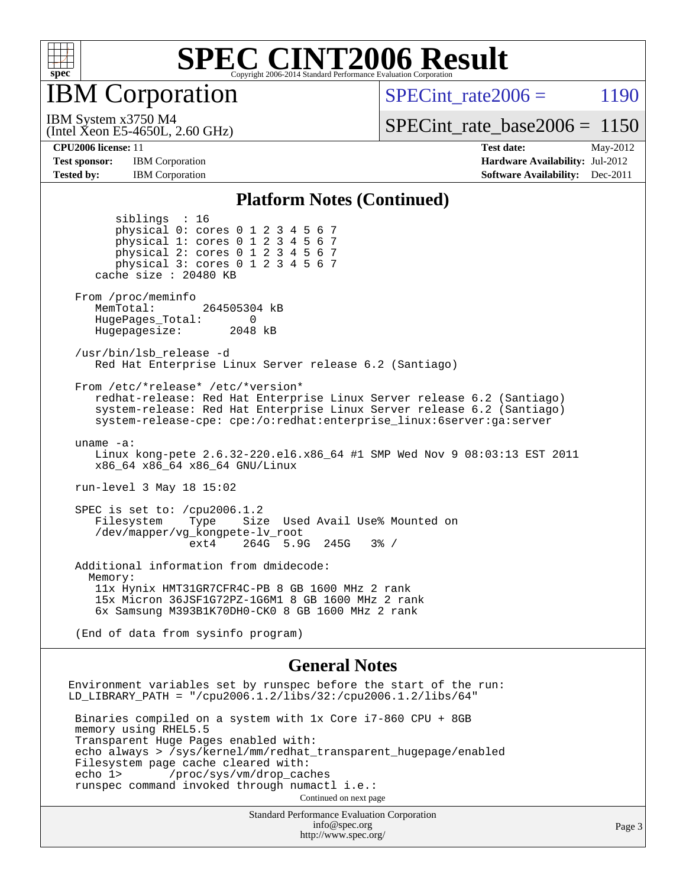# SPEC CINT2006 Result

Copyright 2006-2014 Standard Performance Evaluation Corporation

## IBM Corporation

IBM System x3750 M4
(Intel Xeon E5-4650L, 2.60 GHz)

SPECint_rate2006 = 1190

SPECint_rate_base2006 = 1150

**CPU2006 license:** 11
**Test sponsor:** IBM Corporation
**Tested by:** IBM Corporation

**Test date:** May-2012
**Hardware Availability:** Jul-2012
**Software Availability:** Dec-2011

### Platform Notes (Continued)

```
        siblings  : 16
        physical 0: cores 0 1 2 3 4 5 6 7
        physical 1: cores 0 1 2 3 4 5 6 7
        physical 2: cores 0 1 2 3 4 5 6 7
        physical 3: cores 0 1 2 3 4 5 6 7
     cache size : 20480 KB

  From /proc/meminfo
     MemTotal:       264505304 kB
     HugePages_Total:       0
     Hugepagesize:       2048 kB

  /usr/bin/lsb_release -d
     Red Hat Enterprise Linux Server release 6.2 (Santiago)

  From /etc/*release* /etc/*version*
     redhat-release: Red Hat Enterprise Linux Server release 6.2 (Santiago)
     system-release: Red Hat Enterprise Linux Server release 6.2 (Santiago)
     system-release-cpe: cpe:/o:redhat:enterprise_linux:6server:ga:server

  uname -a:
     Linux kong-pete 2.6.32-220.el6.x86_64 #1 SMP Wed Nov 9 08:03:13 EST 2011
     x86_64 x86_64 x86_64 GNU/Linux

  run-level 3 May 18 15:02

  SPEC is set to: /cpu2006.1.2
     Filesystem    Type    Size  Used Avail Use% Mounted on
     /dev/mapper/vg_kongpete-lv_root
                   ext4    264G  5.9G  245G   3% /

  Additional information from dmidecode:
    Memory:
     11x Hynix HMT31GR7CFR4C-PB 8 GB 1600 MHz 2 rank
     15x Micron 36JSF1G72PZ-1G6M1 8 GB 1600 MHz 2 rank
     6x Samsung M393B1K70DH0-CK0 8 GB 1600 MHz 2 rank

  (End of data from sysinfo program)
```

### General Notes

```
Environment variables set by runspec before the start of the run:
LD_LIBRARY_PATH = "/cpu2006.1.2/libs/32:/cpu2006.1.2/libs/64"

 Binaries compiled on a system with 1x Core i7-860 CPU + 8GB
 memory using RHEL5.5
 Transparent Huge Pages enabled with:
 echo always > /sys/kernel/mm/redhat_transparent_hugepage/enabled
 Filesystem page cache cleared with:
 echo 1>       /proc/sys/vm/drop_caches
 runspec command invoked through numactl i.e.:
```

Continued on next page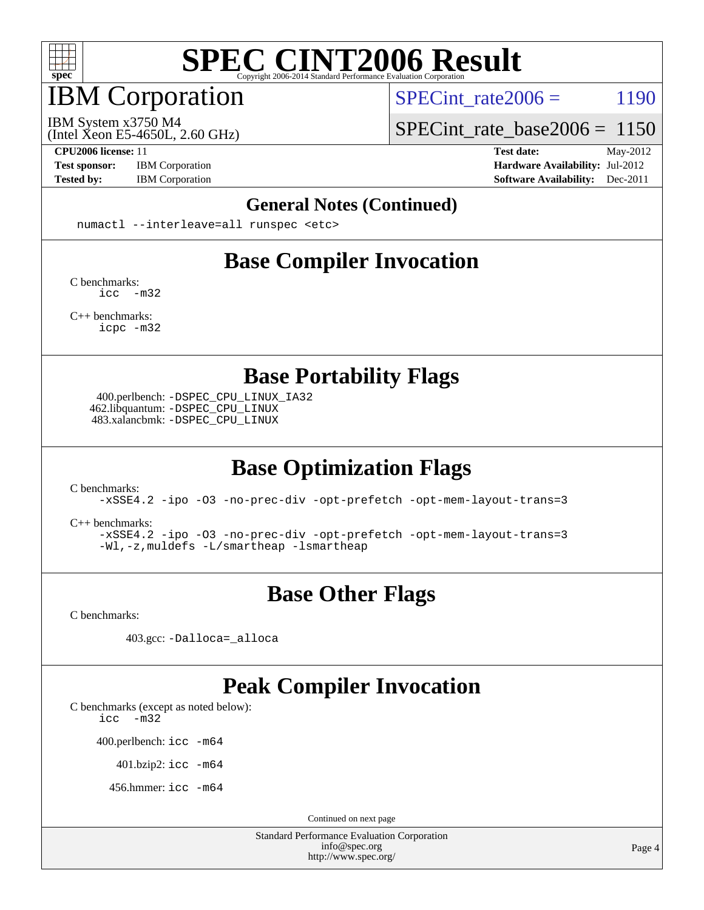# SPEC CINT2006 Result

## IBM Corporation

IBM System x3750 M4
(Intel Xeon E5-4650L, 2.60 GHz)

SPECint_rate2006 = 1190

SPECint_rate_base2006 = 1150

**CPU2006 license:** 11
**Test sponsor:** IBM Corporation
**Tested by:** IBM Corporation

**Test date:** May-2012
**Hardware Availability:** Jul-2012
**Software Availability:** Dec-2011

## General Notes (Continued)

```
numactl --interleave=all runspec <etc>
```

## Base Compiler Invocation

C benchmarks:
```
icc -m32
```

C++ benchmarks:
```
icpc -m32
```

## Base Portability Flags

400.perlbench: `-DSPEC_CPU_LINUX_IA32`
462.libquantum: `-DSPEC_CPU_LINUX`
483.xalancbmk: `-DSPEC_CPU_LINUX`

## Base Optimization Flags

C benchmarks:
```
-xSSE4.2 -ipo -O3 -no-prec-div -opt-prefetch -opt-mem-layout-trans=3
```

C++ benchmarks:
```
-xSSE4.2 -ipo -O3 -no-prec-div -opt-prefetch -opt-mem-layout-trans=3
-Wl,-z,muldefs -L/smartheap -lsmartheap
```

## Base Other Flags

C benchmarks:

403.gcc: `-Dalloca=_alloca`

## Peak Compiler Invocation

C benchmarks (except as noted below):
```
icc -m32
```

400.perlbench: `icc -m64`

401.bzip2: `icc -m64`

456.hmmer: `icc -m64`

Continued on next page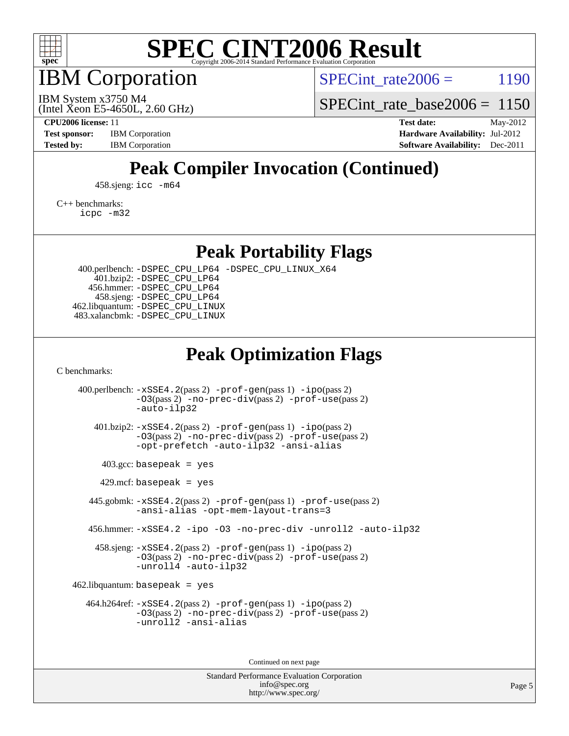# SPEC CINT2006 Result

## IBM Corporation

IBM System x3750 M4
(Intel Xeon E5-4650L, 2.60 GHz)

SPECint_rate2006 = 1190

SPECint_rate_base2006 = 1150

**CPU2006 license:** 11
**Test sponsor:** IBM Corporation
**Tested by:** IBM Corporation

**Test date:** May-2012
**Hardware Availability:** Jul-2012
**Software Availability:** Dec-2011

## Peak Compiler Invocation (Continued)

458.sjeng: `icc -m64`

C++ benchmarks:
`icpc -m32`

## Peak Portability Flags

400.perlbench: `-DSPEC_CPU_LP64 -DSPEC_CPU_LINUX_X64`
401.bzip2: `-DSPEC_CPU_LP64`
456.hmmer: `-DSPEC_CPU_LP64`
458.sjeng: `-DSPEC_CPU_LP64`
462.libquantum: `-DSPEC_CPU_LINUX`
483.xalancbmk: `-DSPEC_CPU_LINUX`

## Peak Optimization Flags

C benchmarks:

400.perlbench: `-xSSE4.2`(pass 2) `-prof-gen`(pass 1) `-ipo`(pass 2) `-O3`(pass 2) `-no-prec-div`(pass 2) `-prof-use`(pass 2) `-auto-ilp32`

401.bzip2: `-xSSE4.2`(pass 2) `-prof-gen`(pass 1) `-ipo`(pass 2) `-O3`(pass 2) `-no-prec-div`(pass 2) `-prof-use`(pass 2) `-opt-prefetch -auto-ilp32 -ansi-alias`

403.gcc: `basepeak = yes`

429.mcf: `basepeak = yes`

445.gobmk: `-xSSE4.2`(pass 2) `-prof-gen`(pass 1) `-prof-use`(pass 2) `-ansi-alias -opt-mem-layout-trans=3`

456.hmmer: `-xSSE4.2 -ipo -O3 -no-prec-div -unroll2 -auto-ilp32`

458.sjeng: `-xSSE4.2`(pass 2) `-prof-gen`(pass 1) `-ipo`(pass 2) `-O3`(pass 2) `-no-prec-div`(pass 2) `-prof-use`(pass 2) `-unroll4 -auto-ilp32`

462.libquantum: `basepeak = yes`

464.h264ref: `-xSSE4.2`(pass 2) `-prof-gen`(pass 1) `-ipo`(pass 2) `-O3`(pass 2) `-no-prec-div`(pass 2) `-prof-use`(pass 2) `-unroll2 -ansi-alias`

Continued on next page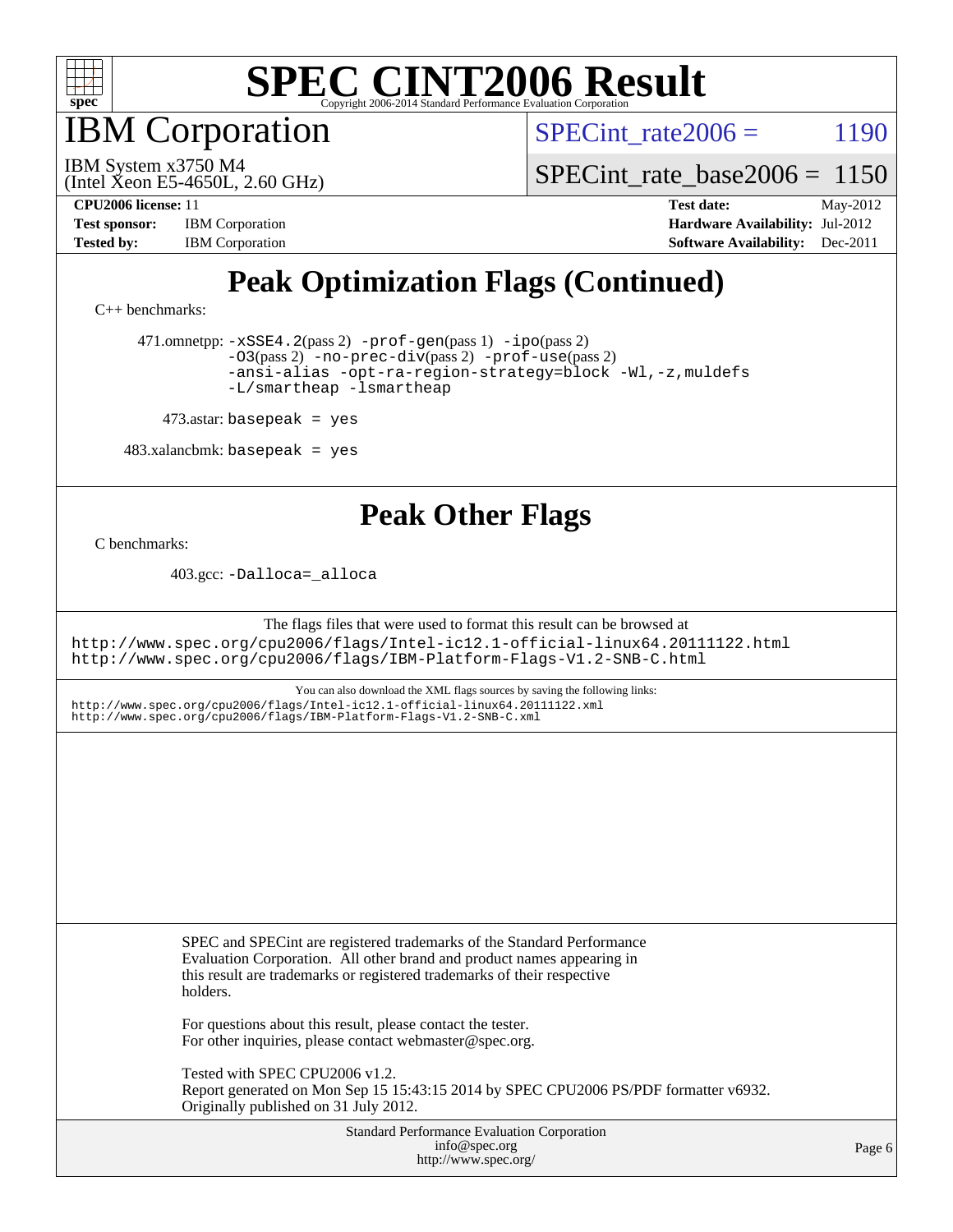## Peak Optimization Flags (Continued)

C++ benchmarks:

471.omnetpp: -xSSE4.2(pass 2) -prof-gen(pass 1) -ipo(pass 2) -O3(pass 2) -no-prec-div(pass 2) -prof-use(pass 2) -ansi-alias -opt-ra-region-strategy=block -Wl,-z,muldefs -L/smartheap -lsmartheap

473.astar: basepeak = yes

483.xalancbmk: basepeak = yes

## Peak Other Flags

C benchmarks:

403.gcc: -Dalloca=_alloca

The flags files that were used to format this result can be browsed at
http://www.spec.org/cpu2006/flags/Intel-ic12.1-official-linux64.20111122.html
http://www.spec.org/cpu2006/flags/IBM-Platform-Flags-V1.2-SNB-C.html

You can also download the XML flags sources by saving the following links:
http://www.spec.org/cpu2006/flags/Intel-ic12.1-official-linux64.20111122.xml
http://www.spec.org/cpu2006/flags/IBM-Platform-Flags-V1.2-SNB-C.xml

SPEC and SPECint are registered trademarks of the Standard Performance Evaluation Corporation. All other brand and product names appearing in this result are trademarks or registered trademarks of their respective holders.

For questions about this result, please contact the tester.
For other inquiries, please contact webmaster@spec.org.

Tested with SPEC CPU2006 v1.2.
Report generated on Mon Sep 15 15:43:15 2014 by SPEC CPU2006 PS/PDF formatter v6932.
Originally published on 31 July 2012.